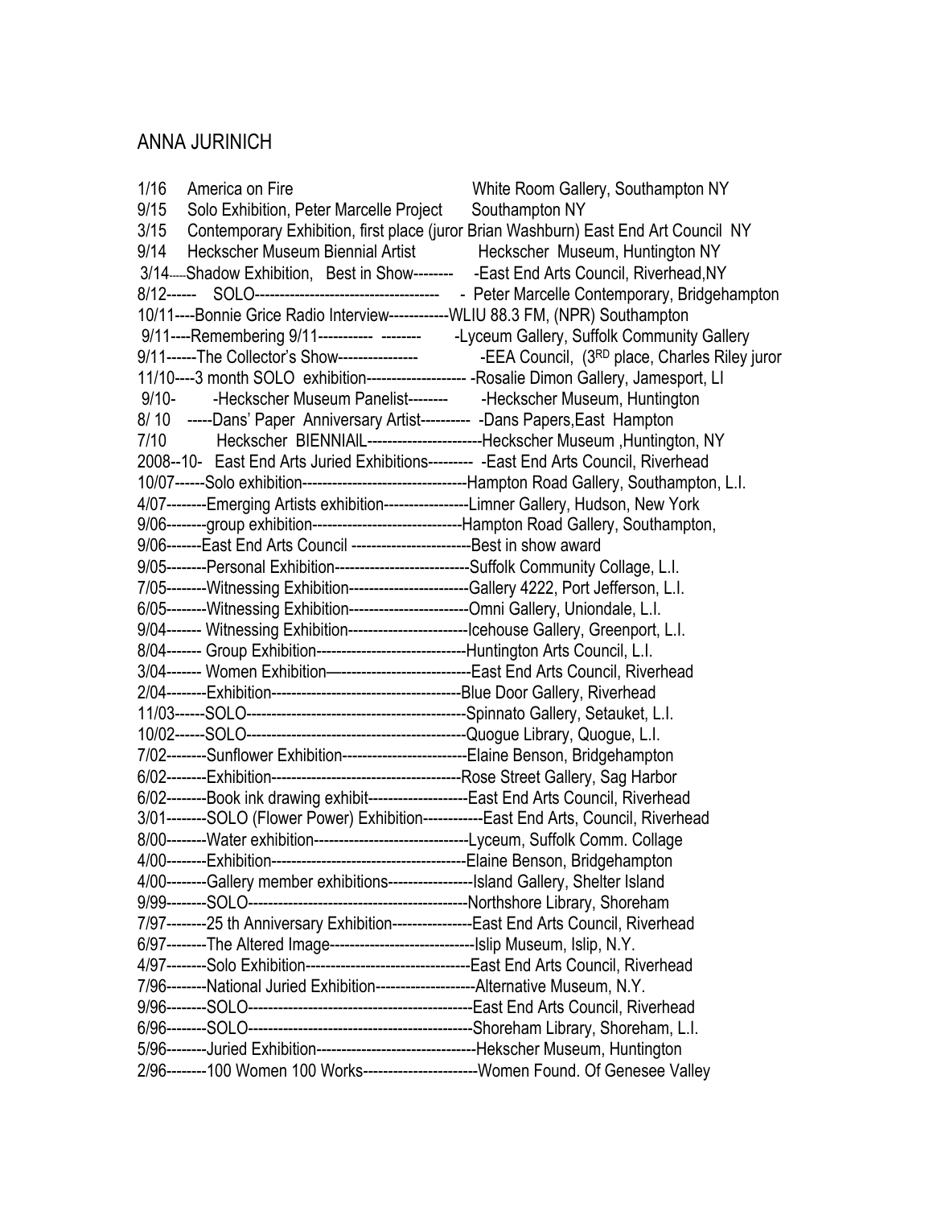## ANNA JURINICH

1/16 America on Fire White Room Gallery, Southampton NY
9/15 Solo Exhibition, Peter Marcelle Project Southampton NY
3/15 Contemporary Exhibition, first place (juror Brian Washburn) East End Art Council NY
9/14 Heckscher Museum Biennial Artist Heckscher Museum, Huntington NY
3/14----Shadow Exhibition, Best in Show-------- -East End Arts Council, Riverhead,NY
8/12------ SOLO------------------------------------- - Peter Marcelle Contemporary, Bridgehampton
10/11----Bonnie Grice Radio Interview------------WLIU 88.3 FM, (NPR) Southampton
9/11----Remembering 9/11----------- -------- -Lyceum Gallery, Suffolk Community Gallery
9/11------The Collector's Show---------------- -EEA Council, (3RD place, Charles Riley juror
11/10----3 month SOLO exhibition-------------------- -Rosalie Dimon Gallery, Jamesport, LI
9/10- -Heckscher Museum Panelist-------- -Heckscher Museum, Huntington
8/ 10 -----Dans' Paper Anniversary Artist---------- -Dans Papers,East Hampton
7/10 Heckscher BIENNIAIL-----------------------Heckscher Museum ,Huntington, NY
2008--10- East End Arts Juried Exhibitions--------- -East End Arts Council, Riverhead
10/07------Solo exhibition---------------------------------Hampton Road Gallery, Southampton, L.I.
4/07--------Emerging Artists exhibition-----------------Limner Gallery, Hudson, New York
9/06--------group exhibition------------------------------Hampton Road Gallery, Southampton,
9/06-------East End Arts Council ------------------------Best in show award
9/05--------Personal Exhibition---------------------------Suffolk Community Collage, L.I.
7/05--------Witnessing Exhibition------------------------Gallery 4222, Port Jefferson, L.I.
6/05--------Witnessing Exhibition------------------------Omni Gallery, Uniondale, L.I.
9/04------- Witnessing Exhibition------------------------Icehouse Gallery, Greenport, L.I.
8/04------- Group Exhibition------------------------------Huntington Arts Council, L.I.
3/04------- Women Exhibition—--------------------------East End Arts Council, Riverhead
2/04--------Exhibition--------------------------------------Blue Door Gallery, Riverhead
11/03------SOLO--------------------------------------------Spinnato Gallery, Setauket, L.I.
10/02------SOLO--------------------------------------------Quogue Library, Quogue, L.I.
7/02--------Sunflower Exhibition-------------------------Elaine Benson, Bridgehampton
6/02--------Exhibition--------------------------------------Rose Street Gallery, Sag Harbor
6/02--------Book ink drawing exhibit--------------------East End Arts Council, Riverhead
3/01--------SOLO (Flower Power) Exhibition------------East End Arts, Council, Riverhead
8/00--------Water exhibition-------------------------------Lyceum, Suffolk Comm. Collage
4/00--------Exhibition--------------------------------------Elaine Benson, Bridgehampton
4/00--------Gallery member exhibitions-----------------Island Gallery, Shelter Island
9/99--------SOLO--------------------------------------------Northshore Library, Shoreham
7/97--------25 th Anniversary Exhibition----------------East End Arts Council, Riverhead
6/97--------The Altered Image-----------------------------Islip Museum, Islip, N.Y.
4/97--------Solo Exhibition---------------------------------East End Arts Council, Riverhead
7/96--------National Juried Exhibition--------------------Alternative Museum, N.Y.
9/96--------SOLO--------------------------------------------East End Arts Council, Riverhead
6/96--------SOLO--------------------------------------------Shoreham Library, Shoreham, L.I.
5/96--------Juried Exhibition--------------------------------Hekscher Museum, Huntington
2/96--------100 Women 100 Works-----------------------Women Found. Of Genesee Valley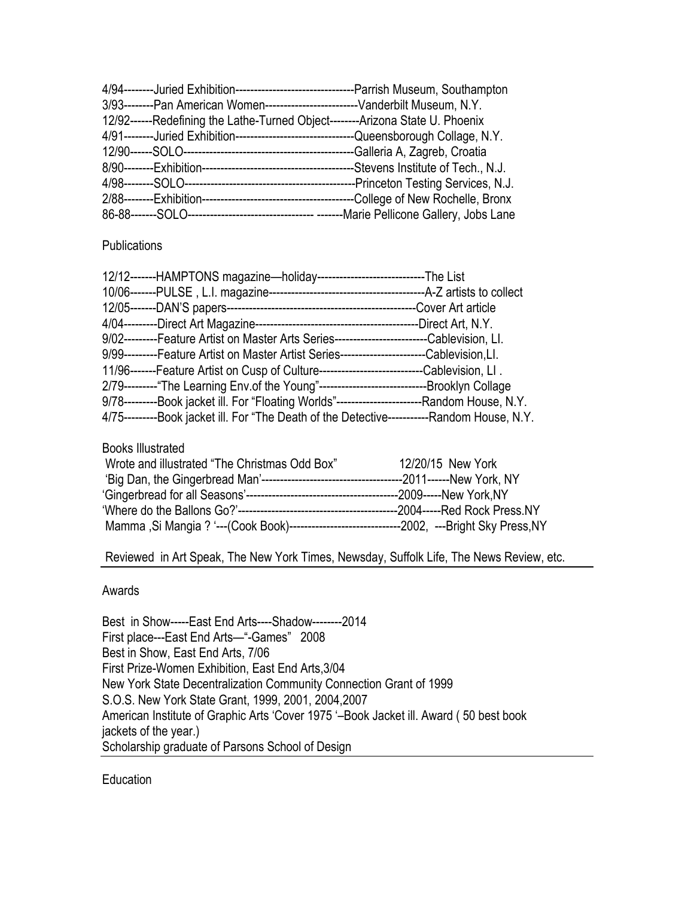4/94--------Juried Exhibition--------------------------------Parrish Museum, Southampton
3/93--------Pan American Women-------------------------Vanderbilt Museum, N.Y.
12/92------Redefining the Lathe-Turned Object--------Arizona State U. Phoenix
4/91--------Juried Exhibition--------------------------------Queensborough Collage, N.Y.
12/90------SOLO----------------------------------------------Galleria A, Zagreb, Croatia
8/90--------Exhibition-----------------------------------------Stevens Institute of Tech., N.J.
4/98--------SOLO----------------------------------------------Princeton Testing Services, N.J.
2/88--------Exhibition-----------------------------------------College of New Rochelle, Bronx
86-88-------SOLO---------------------------------- -------Marie Pellicone Gallery, Jobs Lane

Publications

12/12-------HAMPTONS magazine—holiday-----------------------------The List
10/06-------PULSE , L.I. magazine------------------------------------------A-Z artists to collect
12/05-------DAN'S papers---------------------------------------------------Cover Art article
4/04---------Direct Art Magazine--------------------------------------------Direct Art, N.Y.
9/02---------Feature Artist on Master Arts Series-------------------------Cablevision, LI.
9/99---------Feature Artist on Master Artist Series-----------------------Cablevision,LI.
11/96-------Feature Artist on Cusp of Culture----------------------------Cablevision, LI .
2/79---------"The Learning Env.of the Young"-----------------------------Brooklyn Collage
9/78---------Book jacket ill. For "Floating Worlds"-----------------------Random House, N.Y.
4/75---------Book jacket ill. For "The Death of the Detective-----------Random House, N.Y.

Books Illustrated

Wrote and illustrated "The Christmas Odd Box" 12/20/15 New York
'Big Dan, the Gingerbread Man'--------------------------------------2011------New York, NY
'Gingerbread for all Seasons'-----------------------------------------2009-----New York,NY
'Where do the Ballons Go?'-------------------------------------------2004-----Red Rock Press.NY
Mamma ,Si Mangia ? '---(Cook Book)------------------------------2002, ---Bright Sky Press,NY

Reviewed in Art Speak, The New York Times, Newsday, Suffolk Life, The News Review, etc.

Awards

Best in Show-----East End Arts----Shadow--------2014
First place---East End Arts—"-Games" 2008
Best in Show, East End Arts, 7/06
First Prize-Women Exhibition, East End Arts,3/04
New York State Decentralization Community Connection Grant of 1999
S.O.S. New York State Grant, 1999, 2001, 2004,2007
American Institute of Graphic Arts 'Cover 1975 '–Book Jacket ill. Award ( 50 best book jackets of the year.)
Scholarship graduate of Parsons School of Design

Education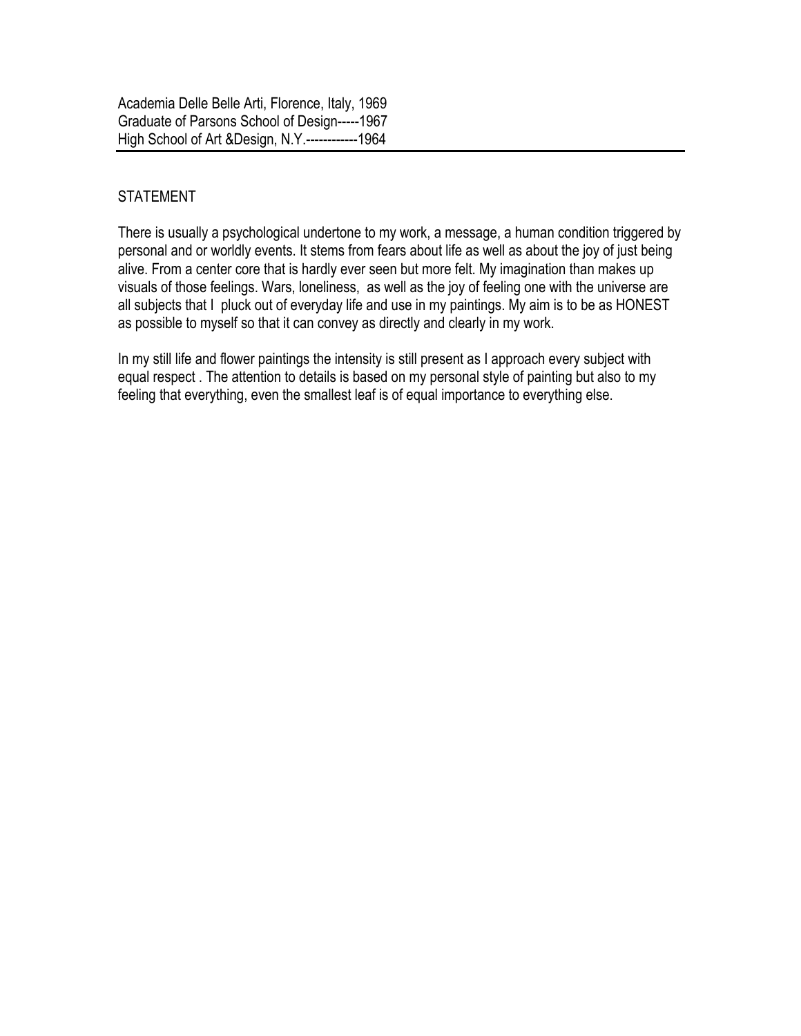Academia Delle Belle Arti, Florence, Italy, 1969
Graduate of Parsons School of Design-----1967
High School of Art &Design, N.Y.------------1964

---

STATEMENT

There is usually a psychological undertone to my work, a message, a human condition triggered by personal and or worldly events. It stems from fears about life as well as about the joy of just being alive. From a center core that is hardly ever seen but more felt. My imagination than makes up visuals of those feelings. Wars, loneliness, as well as the joy of feeling one with the universe are all subjects that I pluck out of everyday life and use in my paintings. My aim is to be as HONEST as possible to myself so that it can convey as directly and clearly in my work.

In my still life and flower paintings the intensity is still present as I approach every subject with equal respect . The attention to details is based on my personal style of painting but also to my feeling that everything, even the smallest leaf is of equal importance to everything else.